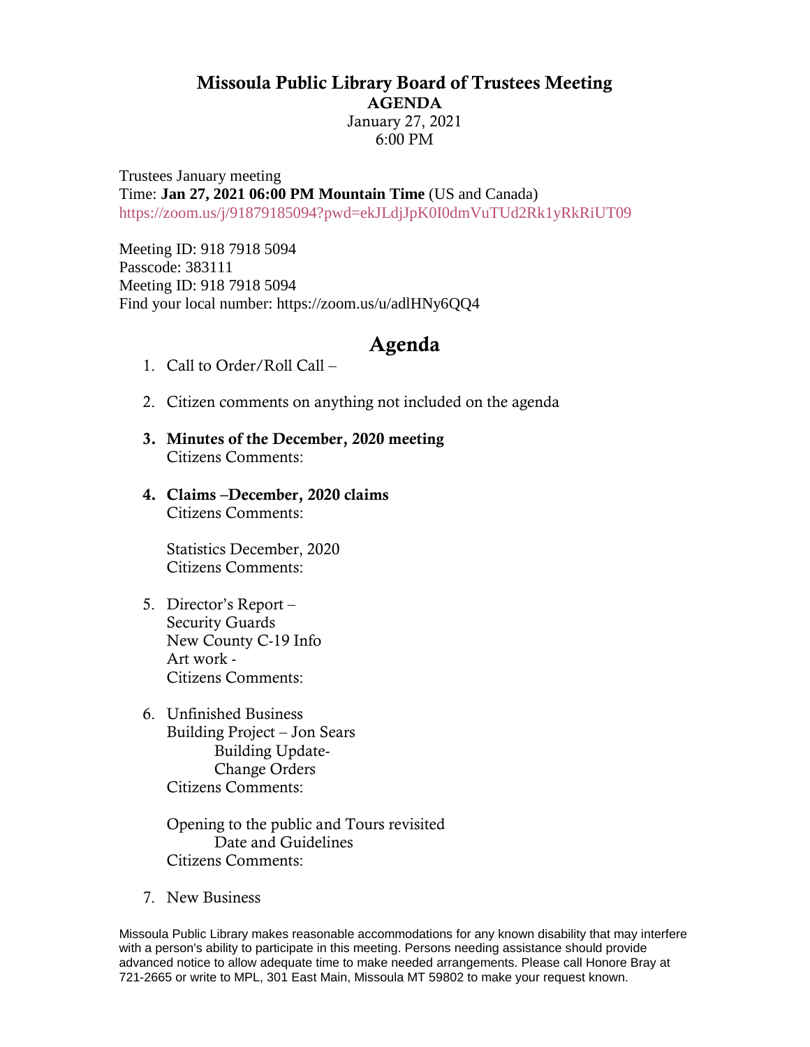# Missoula Public Library Board of Trustees Meeting

**AGENDA**

January 27, 2021

6:00 PM

Trustees January meeting
Time: **Jan 27, 2021 06:00 PM Mountain Time** (US and Canada)
https://zoom.us/j/91879185094?pwd=ekJLdjJpK0I0dmVuTUd2Rk1yRkRiUT09

Meeting ID: 918 7918 5094
Passcode: 383111
Meeting ID: 918 7918 5094
Find your local number: https://zoom.us/u/adlHNy6QQ4

## Agenda

1. Call to Order/Roll Call –

2. Citizen comments on anything not included on the agenda

3. **Minutes of the December, 2020 meeting**
   Citizens Comments:

4. **Claims –December, 2020 claims**
   Citizens Comments:

   Statistics December, 2020
   Citizens Comments:

5. Director's Report –
   Security Guards
   New County C-19 Info
   Art work -
   Citizens Comments:

6. Unfinished Business
   Building Project – Jon Sears
      Building Update-
      Change Orders
   Citizens Comments:

   Opening to the public and Tours revisited
      Date and Guidelines
   Citizens Comments:

7. New Business

Missoula Public Library makes reasonable accommodations for any known disability that may interfere with a person's ability to participate in this meeting. Persons needing assistance should provide advanced notice to allow adequate time to make needed arrangements. Please call Honore Bray at 721-2665 or write to MPL, 301 East Main, Missoula MT 59802 to make your request known.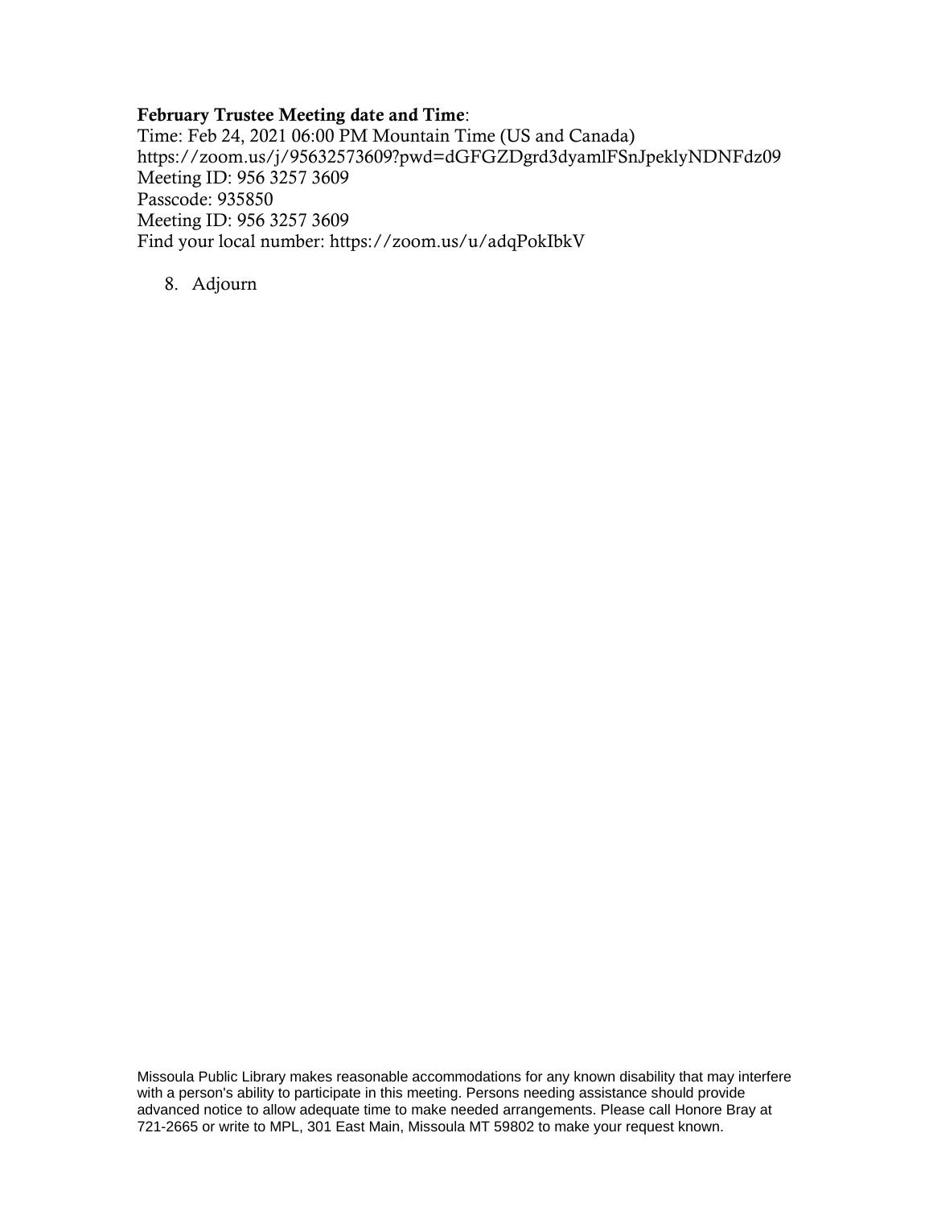**February Trustee Meeting date and Time**:
Time: Feb 24, 2021 06:00 PM Mountain Time (US and Canada)
https://zoom.us/j/95632573609?pwd=dGFGZDgrd3dyamlFSnJpeklyNDNFdz09
Meeting ID: 956 3257 3609
Passcode: 935850
Meeting ID: 956 3257 3609
Find your local number: https://zoom.us/u/adqPokIbkV

8. Adjourn

Missoula Public Library makes reasonable accommodations for any known disability that may interfere with a person's ability to participate in this meeting. Persons needing assistance should provide advanced notice to allow adequate time to make needed arrangements. Please call Honore Bray at 721-2665 or write to MPL, 301 East Main, Missoula MT 59802 to make your request known.